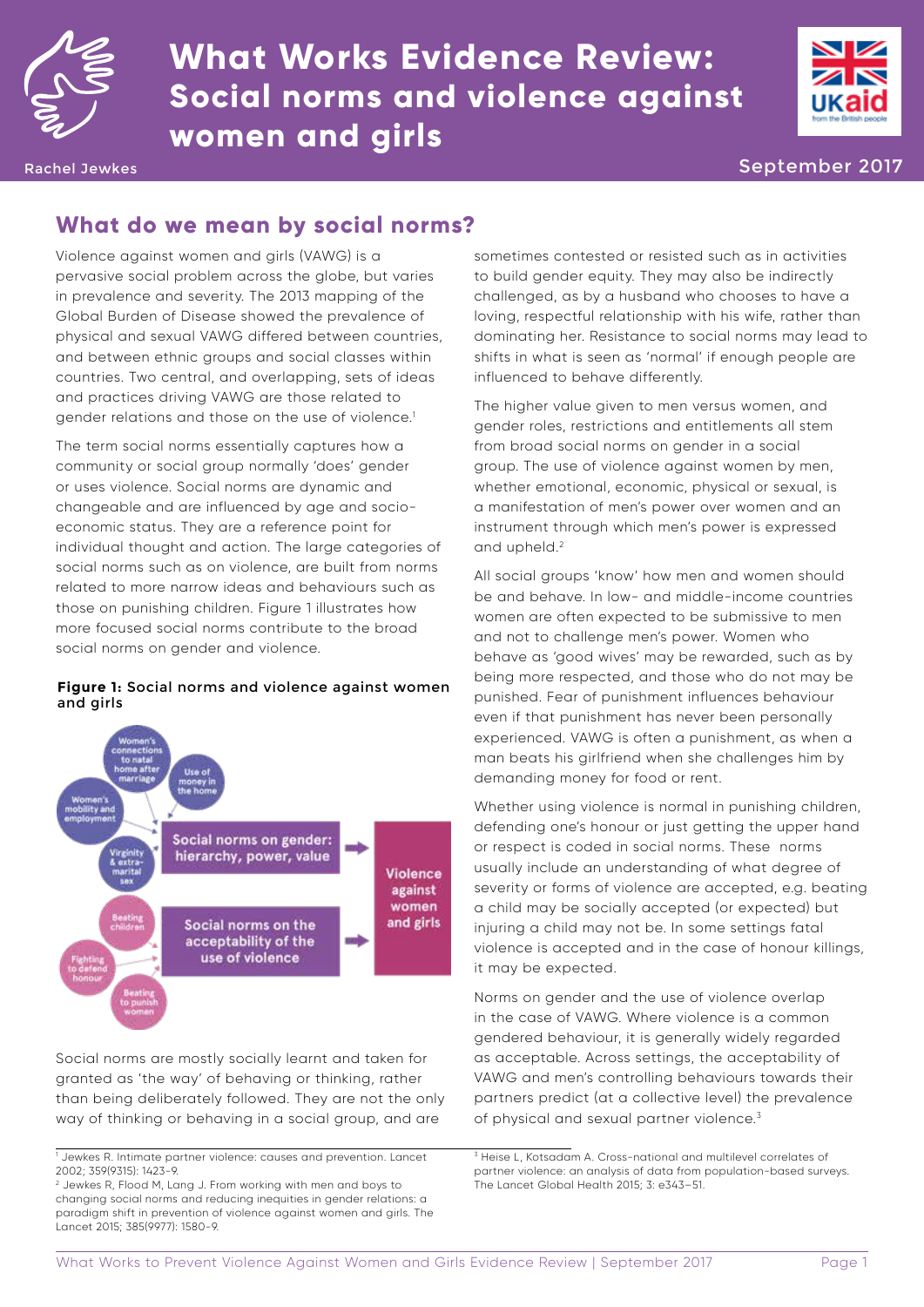# What Works Evidence Review: Social norms and violence against women and girls

Rachel Jewkes

September 2017

## What do we mean by social norms?

Violence against women and girls (VAWG) is a pervasive social problem across the globe, but varies in prevalence and severity. The 2013 mapping of the Global Burden of Disease showed the prevalence of physical and sexual VAWG differed between countries, and between ethnic groups and social classes within countries. Two central, and overlapping, sets of ideas and practices driving VAWG are those related to gender relations and those on the use of violence.[1]

The term social norms essentially captures how a community or social group normally 'does' gender or uses violence. Social norms are dynamic and changeable and are influenced by age and socio-economic status. They are a reference point for individual thought and action. The large categories of social norms such as on violence, are built from norms related to more narrow ideas and behaviours such as those on punishing children. Figure 1 illustrates how more focused social norms contribute to the broad social norms on gender and violence.

**Figure 1:** Social norms and violence against women and girls

- Women's connections to natal home after marriage
- Use of money in the home
- Women's mobility and employment
- Virginity & extra-marital sex

→ Social norms on gender: hierarchy, power, value → Violence against women and girls

- Beating children
- Fighting to defend honour
- Beating to punish women

→ Social norms on the acceptability of the use of violence → Violence against women and girls

Social norms are mostly socially learnt and taken for granted as 'the way' of behaving or thinking, rather than being deliberately followed. They are not the only way of thinking or behaving in a social group, and are sometimes contested or resisted such as in activities to build gender equity. They may also be indirectly challenged, as by a husband who chooses to have a loving, respectful relationship with his wife, rather than dominating her. Resistance to social norms may lead to shifts in what is seen as 'normal' if enough people are influenced to behave differently.

The higher value given to men versus women, and gender roles, restrictions and entitlements all stem from broad social norms on gender in a social group. The use of violence against women by men, whether emotional, economic, physical or sexual, is a manifestation of men's power over women and an instrument through which men's power is expressed and upheld.[2]

All social groups 'know' how men and women should be and behave. In low- and middle-income countries women are often expected to be submissive to men and not to challenge men's power. Women who behave as 'good wives' may be rewarded, such as by being more respected, and those who do not may be punished. Fear of punishment influences behaviour even if that punishment has never been personally experienced. VAWG is often a punishment, as when a man beats his girlfriend when she challenges him by demanding money for food or rent.

Whether using violence is normal in punishing children, defending one's honour or just getting the upper hand or respect is coded in social norms. These norms usually include an understanding of what degree of severity or forms of violence are accepted, e.g. beating a child may be socially accepted (or expected) but injuring a child may not be. In some settings fatal violence is accepted and in the case of honour killings, it may be expected.

Norms on gender and the use of violence overlap in the case of VAWG. Where violence is a common gendered behaviour, it is generally widely regarded as acceptable. Across settings, the acceptability of VAWG and men's controlling behaviours towards their partners predict (at a collective level) the prevalence of physical and sexual partner violence.[3]

---

[1] Jewkes R. Intimate partner violence: causes and prevention. Lancet 2002; 359(9315): 1423-9.

[2] Jewkes R, Flood M, Lang J. From working with men and boys to changing social norms and reducing inequities in gender relations: a paradigm shift in prevention of violence against women and girls. The Lancet 2015; 385(9977): 1580-9.

[3] Heise L, Kotsadam A. Cross-national and multilevel correlates of partner violence: an analysis of data from population-based surveys. The Lancet Global Health 2015; 3: e343–51.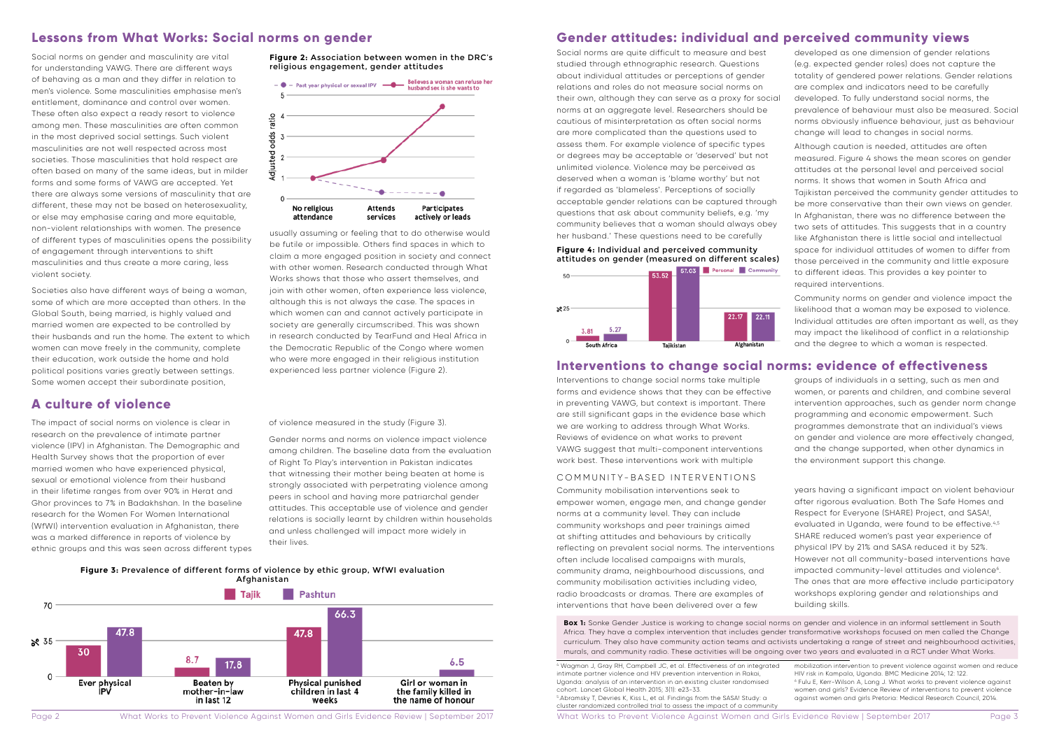## Lessons from What Works: Social norms on gender

Social norms on gender and masculinity are vital for understanding VAWG. There are different ways of behaving as a man and they differ in relation to men's violence. Some masculinities emphasise men's entitlement, dominance and control over women. These often also expect a ready resort to violence among men. These masculinities are often common in the most deprived social settings. Such violent masculinities are not well respected across most societies. Those masculinities that hold respect are often based on many of the same ideas, but in milder forms and some forms of VAWG are accepted. Yet there are always some versions of masculinity that are different, these may not be based on heterosexuality, or else may emphasise caring and more equitable, non-violent relationships with women. The presence of different types of masculinities opens the possibility of engagement through interventions to shift masculinities and thus create a more caring, less violent society.

Societies also have different ways of being a woman, some of which are more accepted than others. In the Global South, being married, is highly valued and married women are expected to be controlled by their husbands and run the home. The extent to which women can move freely in the community, complete their education, work outside the home and hold political positions varies greatly between settings. Some women accept their subordinate position, usually assuming or feeling that to do otherwise would be futile or impossible. Others find spaces in which to claim a more engaged position in society and connect with other women. Research conducted through What Works shows that those who assert themselves, and join with other women, often experience less violence, although this is not always the case. The spaces in which women can and cannot actively participate in society are generally circumscribed. This was shown in research conducted by TearFund and Heal Africa in the Democratic Republic of the Congo where women who were more engaged in their religious institution experienced less partner violence (Figure 2).

**Figure 2:** Association between women in the DRC's religious engagement, gender attitudes

| | No religious attendance | Attends services | Participates actively or leads |
|---|---|---|---|
| Past year physical or sexual IPV (adjusted odds ratio) | 1 | ~0.3 | ~0.25 |
| Believes a woman can refuse her husband sex is she wants to (adjusted odds ratio) | 1 | ~1.9 | ~4.5 |

## A culture of violence

The impact of social norms on violence is clear in research on the prevalence of intimate partner violence (IPV) in Afghanistan. The Demographic and Health Survey shows that the proportion of ever married women who have experienced physical, sexual or emotional violence from their husband in their lifetime ranges from over 90% in Herat and Ghor provinces to 7% in Badakhshan. In the baseline research for the Women For Women International (WfWI) intervention evaluation in Afghanistan, there was a marked difference in reports of violence by ethnic groups and this was seen across different types of violence measured in the study (Figure 3).

Gender norms and norms on violence impact violence among children. The baseline data from the evaluation of Right To Play's intervention in Pakistan indicates that witnessing their mother being beaten at home is strongly associated with perpetrating violence among peers in school and having more patriarchal gender attitudes. This acceptable use of violence and gender relations is socially learnt by children within households and unless challenged will impact more widely in their lives.

**Figure 3:** Prevalence of different forms of violence by ethic group, WfWI evaluation Afghanistan

| % | Tajik | Pashtun |
|---|---|---|
| Ever physical IPV | 30 | 47.8 |
| Beaten by mother-in-law in last 12 | 8.7 | 17.8 |
| Physical punished children in last 4 weeks | 47.8 | 66.3 |
| Girl or woman in the family killed in the name of honour | | 6.5 |

## Gender attitudes: individual and perceived community views

Social norms are quite difficult to measure and best studied through ethnographic research. Questions about individual attitudes or perceptions of gender relations and roles do not measure social norms on their own, although they can serve as a proxy for social norms at an aggregate level. Researchers should be cautious of misinterpretation as often social norms are more complicated than the questions used to assess them. For example violence of specific types or degrees may be acceptable or 'deserved' but not unlimited violence. Violence may be perceived as deserved when a woman is 'blame worthy' but not if regarded as 'blameless'. Perceptions of socially acceptable gender relations can be captured through questions that ask about community beliefs, e.g. 'my community believes that a woman should always obey her husband.' These questions need to be carefully developed as one dimension of gender relations (e.g. expected gender roles) does not capture the totality of gendered power relations. Gender relations are complex and indicators need to be carefully developed. To fully understand social norms, the prevalence of behaviour must also be measured. Social norms obviously influence behaviour, just as behaviour change will lead to changes in social norms.

**Figure 4:** Individual and perceived community attitudes on gender (measured on different scales)

| % | Personal | Community |
|---|---|---|
| South Africa | 3.81 | 5.27 |
| Tajikistan | 53.52 | 57.03 |
| Afghanistan | 22.17 | 22.11 |

Although caution is needed, attitudes are often measured. Figure 4 shows the mean scores on gender attitudes at the personal level and perceived social norms. It shows that women in South Africa and Tajikistan perceived the community gender attitudes to be more conservative than their own views on gender. In Afghanistan, there was no difference between the two sets of attitudes. This suggests that in a country like Afghanistan there is little social and intellectual space for individual attitudes of women to differ from those perceived in the community and little exposure to different ideas. This provides a key pointer to required interventions.

Community norms on gender and violence impact the likelihood that a woman may be exposed to violence. Individual attitudes are often important as well, as they may impact the likelihood of conflict in a relationship and the degree to which a woman is respected.

## Interventions to change social norms: evidence of effectiveness

Interventions to change social norms take multiple forms and evidence shows that they can be effective in preventing VAWG, but context is important. There are still significant gaps in the evidence base which we are working to address through What Works. Reviews of evidence on what works to prevent VAWG suggest that multi-component interventions work best. These interventions work with multiple groups of individuals in a setting, such as men and women, or parents and children, and combine several intervention approaches, such as gender norm change programming and economic empowerment. Such programmes demonstrate that an individual's views on gender and violence are more effectively changed, and the change supported, when other dynamics in the environment support this change.

### COMMUNITY-BASED INTERVENTIONS

Community mobilisation interventions seek to empower women, engage men, and change gender norms at a community level. They can include community workshops and peer trainings aimed at shifting attitudes and behaviours by critically reflecting on prevalent social norms. The interventions often include localised campaigns with murals, community drama, neighbourhood discussions, and community mobilisation activities including video, radio broadcasts or dramas. There are examples of interventions that have been delivered over a few years having a significant impact on violent behaviour after rigorous evaluation. Both The Safe Homes and Respect for Everyone (SHARE) Project, and SASA!, evaluated in Uganda, were found to be effective.[4,5] SHARE reduced women's past year experience of physical IPV by 21% and SASA reduced it by 52%. However not all community-based interventions have impacted community-level attitudes and violence[6]. The ones that are more effective include participatory workshops exploring gender and relationships and building skills.

**Box 1:** Sonke Gender Justice is working to change social norms on gender and violence in an informal settlement in South Africa. They have a complex intervention that includes gender transformative workshops focused on men called the Change curriculum. They also have community action teams and activists undertaking a range of street and neighbourhood activities, murals, and community radio. These activities will be ongoing over two years and evaluated in a RCT under What Works.

[4] Wagman J, Gray RH, Campbell JC, et al. Effectiveness of an integrated intimate partner violence and HIV prevention intervention in Rakai, Uganda: analysis of an intervention in an existing cluster randomised cohort. Lancet Global Health 2015; 3(1): e23–33.

[5] Abramsky T, Devries K, Kiss L, et al. Findings from the SASA! Study: a cluster randomized controlled trial to assess the impact of a community mobilization intervention to prevent violence against women and reduce HIV risk in Kampala, Uganda. BMC Medicine 2014; 12: 122.

[6] Fulu E, Kerr-Wilson A, Lang J. What works to prevent violence against women and girls? Evidence Review of interventions to prevent violence against women and girls Pretoria: Medical Research Council, 2014.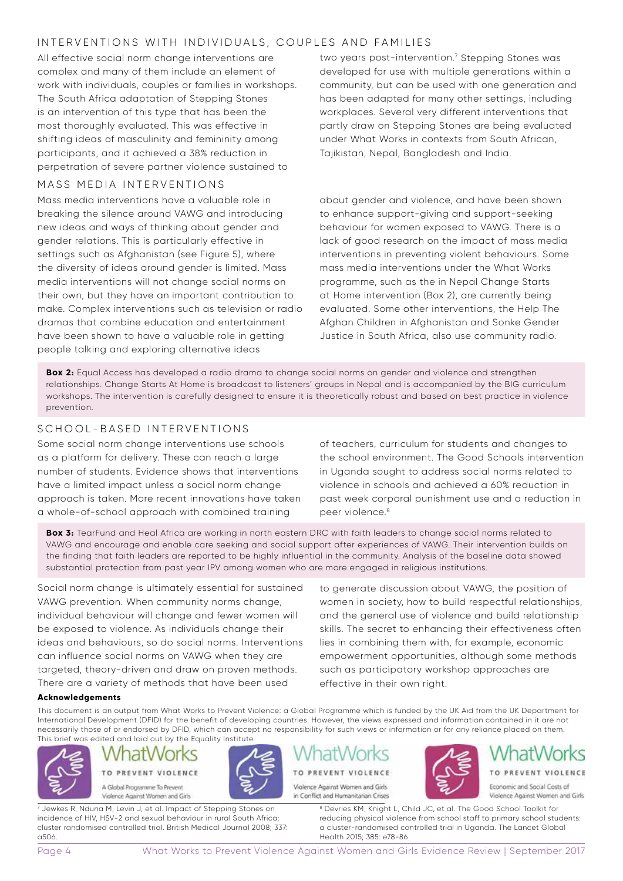### INTERVENTIONS WITH INDIVIDUALS, COUPLES AND FAMILIES

All effective social norm change interventions are complex and many of them include an element of work with individuals, couples or families in workshops. The South Africa adaptation of Stepping Stones is an intervention of this type that has been the most thoroughly evaluated. This was effective in shifting ideas of masculinity and femininity among participants, and it achieved a 38% reduction in perpetration of severe partner violence sustained to two years post-intervention.[7] Stepping Stones was developed for use with multiple generations within a community, but can be used with one generation and has been adapted for many other settings, including workplaces. Several very different interventions that partly draw on Stepping Stones are being evaluated under What Works in contexts from South African, Tajikistan, Nepal, Bangladesh and India.

### MASS MEDIA INTERVENTIONS

Mass media interventions have a valuable role in breaking the silence around VAWG and introducing new ideas and ways of thinking about gender and gender relations. This is particularly effective in settings such as Afghanistan (see Figure 5), where the diversity of ideas around gender is limited. Mass media interventions will not change social norms on their own, but they have an important contribution to make. Complex interventions such as television or radio dramas that combine education and entertainment have been shown to have a valuable role in getting people talking and exploring alternative ideas about gender and violence, and have been shown to enhance support-giving and support-seeking behaviour for women exposed to VAWG. There is a lack of good research on the impact of mass media interventions in preventing violent behaviours. Some mass media interventions under the What Works programme, such as the in Nepal Change Starts at Home intervention (Box 2), are currently being evaluated. Some other interventions, the Help The Afghan Children in Afghanistan and Sonke Gender Justice in South Africa, also use community radio.

**Box 2:** Equal Access has developed a radio drama to change social norms on gender and violence and strengthen relationships. Change Starts At Home is broadcast to listeners' groups in Nepal and is accompanied by the BIG curriculum workshops. The intervention is carefully designed to ensure it is theoretically robust and based on best practice in violence prevention.

### SCHOOL-BASED INTERVENTIONS

Some social norm change interventions use schools as a platform for delivery. These can reach a large number of students. Evidence shows that interventions have a limited impact unless a social norm change approach is taken. More recent innovations have taken a whole-of-school approach with combined training of teachers, curriculum for students and changes to the school environment. The Good Schools intervention in Uganda sought to address social norms related to violence in schools and achieved a 60% reduction in past week corporal punishment use and a reduction in peer violence.[8]

**Box 3:** TearFund and Heal Africa are working in north eastern DRC with faith leaders to change social norms related to VAWG and encourage and enable care seeking and social support after experiences of VAWG. Their intervention builds on the finding that faith leaders are reported to be highly influential in the community. Analysis of the baseline data showed substantial protection from past year IPV among women who are more engaged in religious institutions.

Social norm change is ultimately essential for sustained VAWG prevention. When community norms change, individual behaviour will change and fewer women will be exposed to violence. As individuals change their ideas and behaviours, so do social norms. Interventions can influence social norms on VAWG when they are targeted, theory-driven and draw on proven methods. There are a variety of methods that have been used to generate discussion about VAWG, the position of women in society, how to build respectful relationships, and the general use of violence and build relationship skills. The secret to enhancing their effectiveness often lies in combining them with, for example, economic empowerment opportunities, although some methods such as participatory workshop approaches are effective in their own right.

**Acknowledgements**

This document is an output from What Works to Prevent Violence: a Global Programme which is funded by the UK Aid from the UK Department for International Development (DFID) for the benefit of developing countries. However, the views expressed and information contained in it are not necessarily those of or endorsed by DFID, which can accept no responsibility for such views or information or for any reliance placed on them. This brief was edited and laid out by the Equality Institute.

WhatWorks TO PREVENT VIOLENCE
A Global Programme To Prevent Violence Against Women and Girls

WhatWorks TO PREVENT VIOLENCE
Violence Against Women and Girls in Conflict and Humanitarian Crises

WhatWorks TO PREVENT VIOLENCE
Economic and Social Costs of Violence Against Women and Girls

[7] Jewkes R, Nduna M, Levin J, et al. Impact of Stepping Stones on incidence of HIV, HSV-2 and sexual behaviour in rural South Africa: cluster randomised controlled trial. British Medical Journal 2008; 337: a506.

[8] Devries KM, Knight L, Child JC, et al. The Good School Toolkit for reducing physical violence from school staff to primary school students: a cluster-randomised controlled trial in Uganda. The Lancet Global Health 2015; 385: e78-86